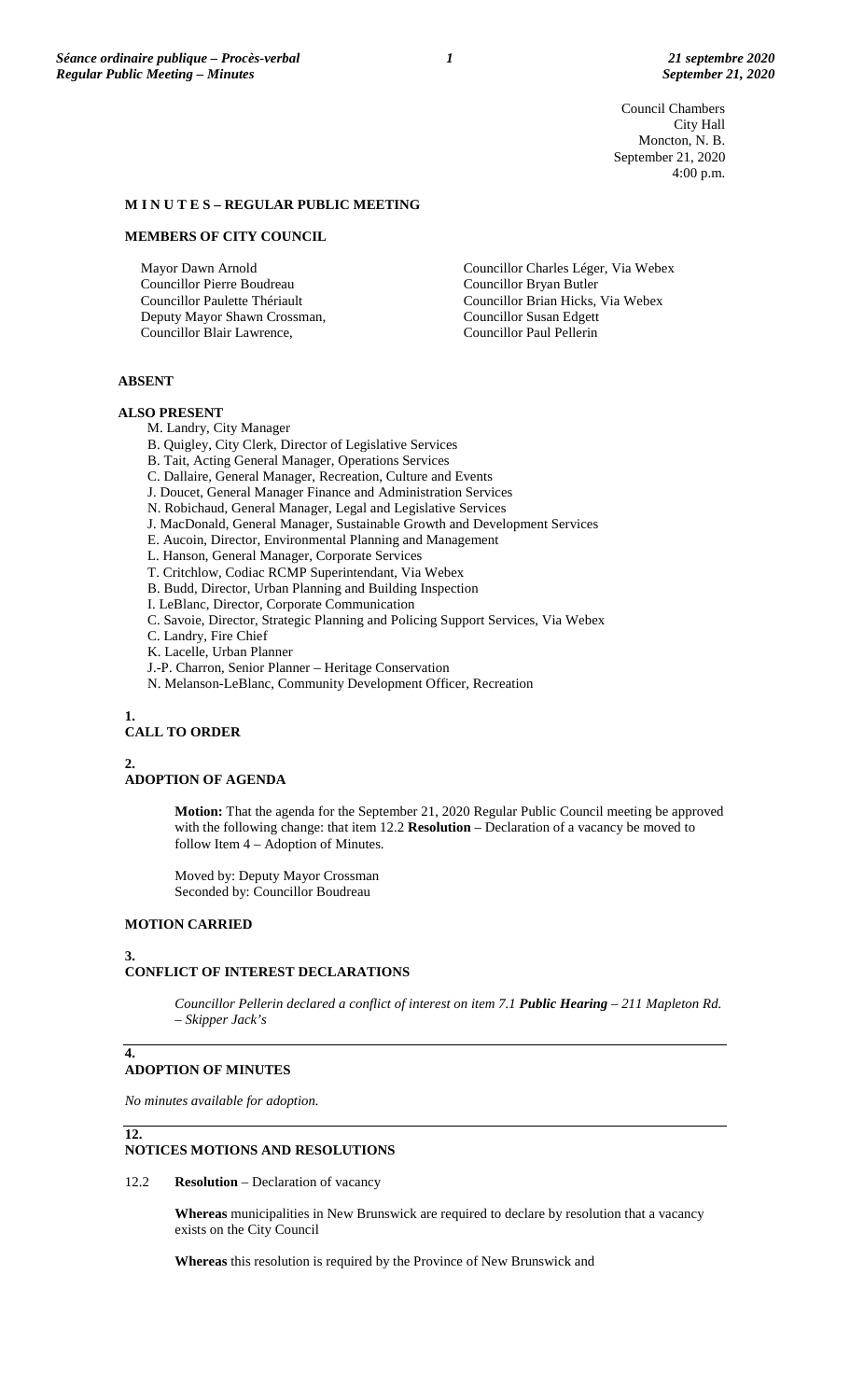Council Chambers
City Hall
Moncton, N. B.
September 21, 2020
4:00 p.m.

**M I N U T E S – REGULAR PUBLIC MEETING**

**MEMBERS OF CITY COUNCIL**

Mayor Dawn Arnold
Councillor Pierre Boudreau
Councillor Paulette Thériault
Deputy Mayor Shawn Crossman,
Councillor Blair Lawrence,
Councillor Charles Léger, Via Webex
Councillor Bryan Butler
Councillor Brian Hicks, Via Webex
Councillor Susan Edgett
Councillor Paul Pellerin

**ABSENT**

**ALSO PRESENT**

M. Landry, City Manager
B. Quigley, City Clerk, Director of Legislative Services
B. Tait, Acting General Manager, Operations Services
C. Dallaire, General Manager, Recreation, Culture and Events
J. Doucet, General Manager Finance and Administration Services
N. Robichaud, General Manager, Legal and Legislative Services
J. MacDonald, General Manager, Sustainable Growth and Development Services
E. Aucoin, Director, Environmental Planning and Management
L. Hanson, General Manager, Corporate Services
T. Critchlow, Codiac RCMP Superintendant, Via Webex
B. Budd, Director, Urban Planning and Building Inspection
I. LeBlanc, Director, Corporate Communication
C. Savoie, Director, Strategic Planning and Policing Support Services, Via Webex
C. Landry, Fire Chief
K. Lacelle, Urban Planner
J.-P. Charron, Senior Planner – Heritage Conservation
N. Melanson-LeBlanc, Community Development Officer, Recreation

**1.**
**CALL TO ORDER**

**2.**
**ADOPTION OF AGENDA**

**Motion:** That the agenda for the September 21, 2020 Regular Public Council meeting be approved with the following change: that item 12.2 **Resolution** – Declaration of a vacancy be moved to follow Item 4 – Adoption of Minutes.

Moved by: Deputy Mayor Crossman
Seconded by: Councillor Boudreau

**MOTION CARRIED**

**3.**
**CONFLICT OF INTEREST DECLARATIONS**

*Councillor Pellerin declared a conflict of interest on item 7.1* ***Public Hearing*** *– 211 Mapleton Rd. – Skipper Jack's*

**4.**
**ADOPTION OF MINUTES**

*No minutes available for adoption.*

**12.**
**NOTICES MOTIONS AND RESOLUTIONS**

12.2 **Resolution** – Declaration of vacancy

**Whereas** municipalities in New Brunswick are required to declare by resolution that a vacancy exists on the City Council

**Whereas** this resolution is required by the Province of New Brunswick and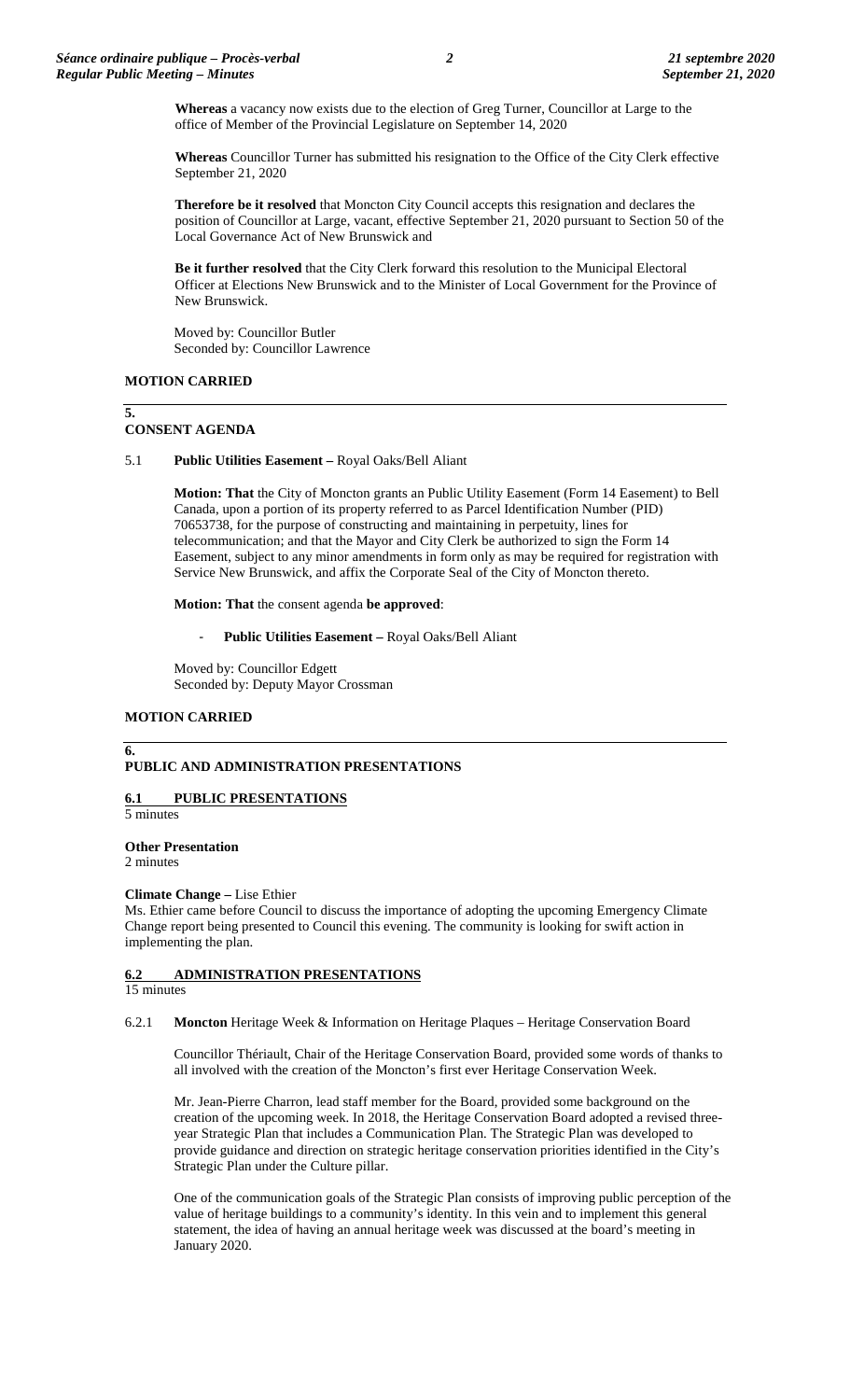**Whereas** a vacancy now exists due to the election of Greg Turner, Councillor at Large to the office of Member of the Provincial Legislature on September 14, 2020

**Whereas** Councillor Turner has submitted his resignation to the Office of the City Clerk effective September 21, 2020

**Therefore be it resolved** that Moncton City Council accepts this resignation and declares the position of Councillor at Large, vacant, effective September 21, 2020 pursuant to Section 50 of the Local Governance Act of New Brunswick and

**Be it further resolved** that the City Clerk forward this resolution to the Municipal Electoral Officer at Elections New Brunswick and to the Minister of Local Government for the Province of New Brunswick.

Moved by: Councillor Butler
Seconded by: Councillor Lawrence

**MOTION CARRIED**

## 5. CONSENT AGENDA

5.1 **Public Utilities Easement –** Royal Oaks/Bell Aliant

**Motion: That** the City of Moncton grants an Public Utility Easement (Form 14 Easement) to Bell Canada, upon a portion of its property referred to as Parcel Identification Number (PID) 70653738, for the purpose of constructing and maintaining in perpetuity, lines for telecommunication; and that the Mayor and City Clerk be authorized to sign the Form 14 Easement, subject to any minor amendments in form only as may be required for registration with Service New Brunswick, and affix the Corporate Seal of the City of Moncton thereto.

**Motion: That** the consent agenda **be approved**:

- **Public Utilities Easement –** Royal Oaks/Bell Aliant

Moved by: Councillor Edgett
Seconded by: Deputy Mayor Crossman

**MOTION CARRIED**

## 6. PUBLIC AND ADMINISTRATION PRESENTATIONS

### 6.1 PUBLIC PRESENTATIONS

5 minutes

**Other Presentation**
2 minutes

**Climate Change –** Lise Ethier
Ms. Ethier came before Council to discuss the importance of adopting the upcoming Emergency Climate Change report being presented to Council this evening. The community is looking for swift action in implementing the plan.

### 6.2 ADMINISTRATION PRESENTATIONS

15 minutes

6.2.1 **Moncton** Heritage Week & Information on Heritage Plaques – Heritage Conservation Board

Councillor Thériault, Chair of the Heritage Conservation Board, provided some words of thanks to all involved with the creation of the Moncton's first ever Heritage Conservation Week.

Mr. Jean-Pierre Charron, lead staff member for the Board, provided some background on the creation of the upcoming week. In 2018, the Heritage Conservation Board adopted a revised three-year Strategic Plan that includes a Communication Plan. The Strategic Plan was developed to provide guidance and direction on strategic heritage conservation priorities identified in the City's Strategic Plan under the Culture pillar.

One of the communication goals of the Strategic Plan consists of improving public perception of the value of heritage buildings to a community's identity. In this vein and to implement this general statement, the idea of having an annual heritage week was discussed at the board's meeting in January 2020.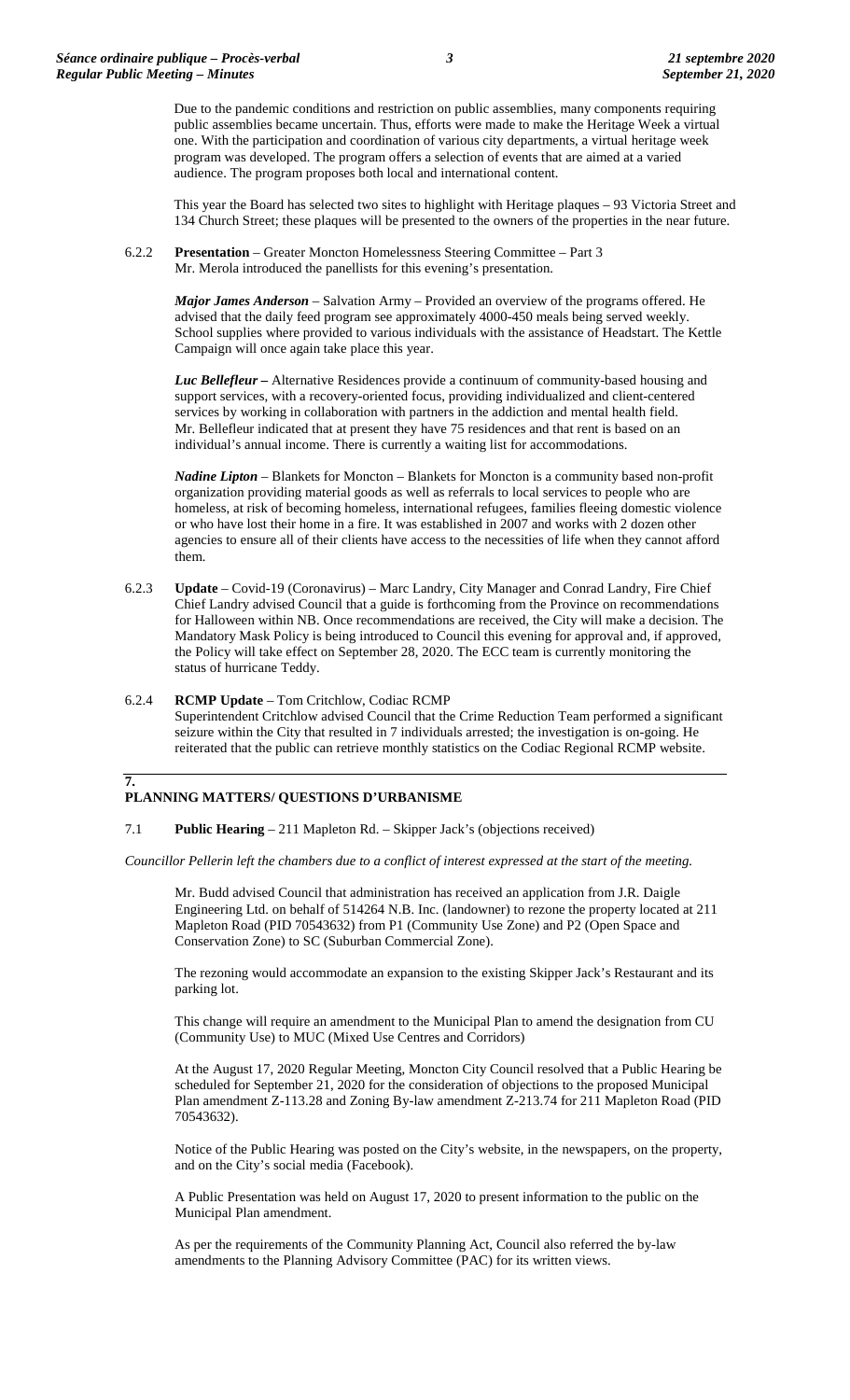Due to the pandemic conditions and restriction on public assemblies, many components requiring public assemblies became uncertain. Thus, efforts were made to make the Heritage Week a virtual one. With the participation and coordination of various city departments, a virtual heritage week program was developed. The program offers a selection of events that are aimed at a varied audience. The program proposes both local and international content.

This year the Board has selected two sites to highlight with Heritage plaques – 93 Victoria Street and 134 Church Street; these plaques will be presented to the owners of the properties in the near future.

6.2.2 **Presentation** – Greater Moncton Homelessness Steering Committee – Part 3
Mr. Merola introduced the panellists for this evening's presentation.

***Major James Anderson*** – Salvation Army – Provided an overview of the programs offered. He advised that the daily feed program see approximately 4000-450 meals being served weekly. School supplies where provided to various individuals with the assistance of Headstart. The Kettle Campaign will once again take place this year.

***Luc Bellefleur*** **–** Alternative Residences provide a continuum of community-based housing and support services, with a recovery-oriented focus, providing individualized and client-centered services by working in collaboration with partners in the addiction and mental health field. Mr. Bellefleur indicated that at present they have 75 residences and that rent is based on an individual's annual income. There is currently a waiting list for accommodations.

***Nadine Lipton*** – Blankets for Moncton – Blankets for Moncton is a community based non-profit organization providing material goods as well as referrals to local services to people who are homeless, at risk of becoming homeless, international refugees, families fleeing domestic violence or who have lost their home in a fire. It was established in 2007 and works with 2 dozen other agencies to ensure all of their clients have access to the necessities of life when they cannot afford them.

6.2.3 **Update** – Covid-19 (Coronavirus) – Marc Landry, City Manager and Conrad Landry, Fire Chief
Chief Landry advised Council that a guide is forthcoming from the Province on recommendations for Halloween within NB. Once recommendations are received, the City will make a decision. The Mandatory Mask Policy is being introduced to Council this evening for approval and, if approved, the Policy will take effect on September 28, 2020. The ECC team is currently monitoring the status of hurricane Teddy.

6.2.4 **RCMP Update** – Tom Critchlow, Codiac RCMP
Superintendent Critchlow advised Council that the Crime Reduction Team performed a significant seizure within the City that resulted in 7 individuals arrested; the investigation is on-going. He reiterated that the public can retrieve monthly statistics on the Codiac Regional RCMP website.

## 7. PLANNING MATTERS/ QUESTIONS D'URBANISME

7.1 **Public Hearing** – 211 Mapleton Rd. – Skipper Jack's (objections received)

*Councillor Pellerin left the chambers due to a conflict of interest expressed at the start of the meeting.*

Mr. Budd advised Council that administration has received an application from J.R. Daigle Engineering Ltd. on behalf of 514264 N.B. Inc. (landowner) to rezone the property located at 211 Mapleton Road (PID 70543632) from P1 (Community Use Zone) and P2 (Open Space and Conservation Zone) to SC (Suburban Commercial Zone).

The rezoning would accommodate an expansion to the existing Skipper Jack's Restaurant and its parking lot.

This change will require an amendment to the Municipal Plan to amend the designation from CU (Community Use) to MUC (Mixed Use Centres and Corridors)

At the August 17, 2020 Regular Meeting, Moncton City Council resolved that a Public Hearing be scheduled for September 21, 2020 for the consideration of objections to the proposed Municipal Plan amendment Z-113.28 and Zoning By-law amendment Z-213.74 for 211 Mapleton Road (PID 70543632).

Notice of the Public Hearing was posted on the City's website, in the newspapers, on the property, and on the City's social media (Facebook).

A Public Presentation was held on August 17, 2020 to present information to the public on the Municipal Plan amendment.

As per the requirements of the Community Planning Act, Council also referred the by-law amendments to the Planning Advisory Committee (PAC) for its written views.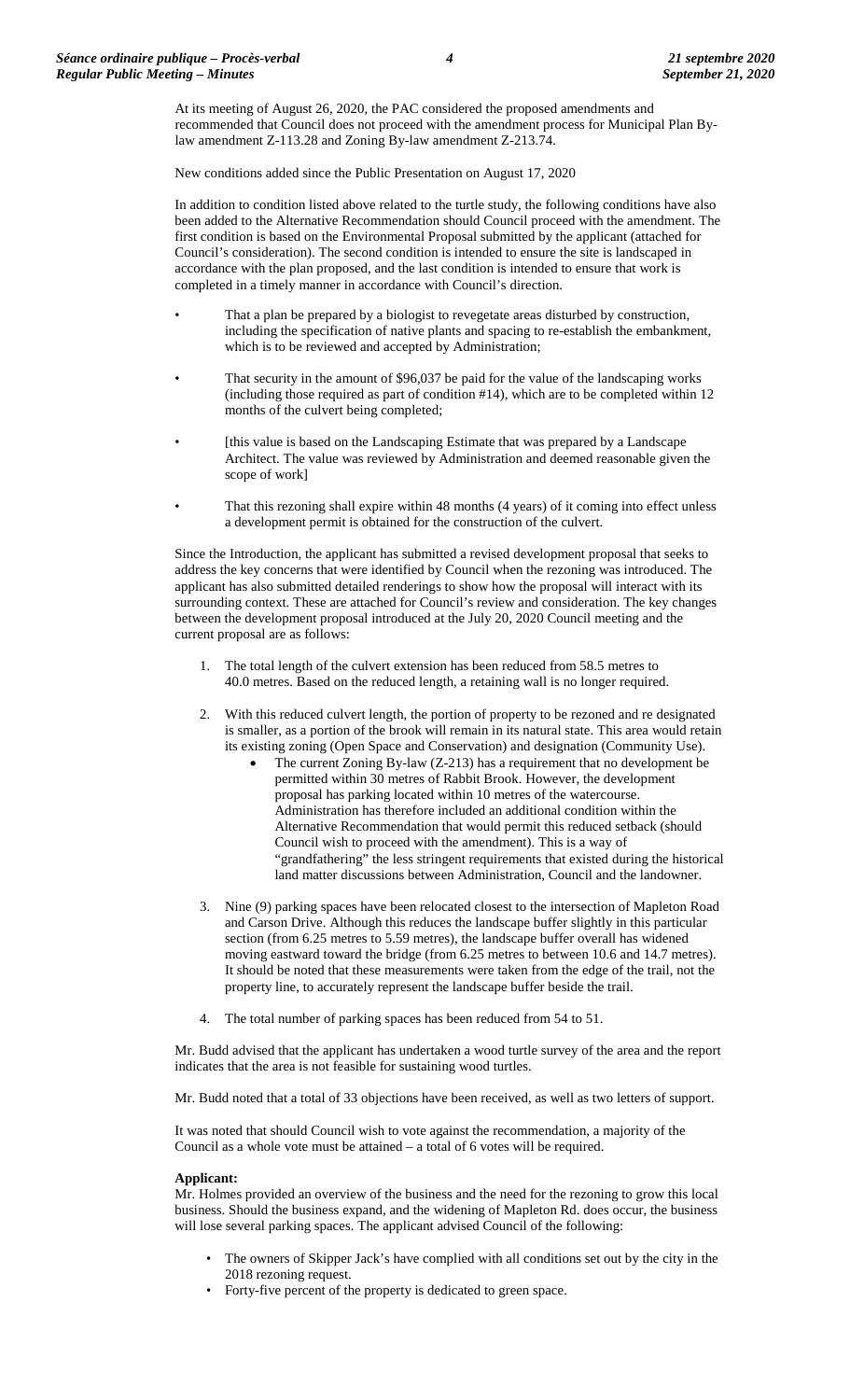At its meeting of August 26, 2020, the PAC considered the proposed amendments and recommended that Council does not proceed with the amendment process for Municipal Plan By-law amendment Z-113.28 and Zoning By-law amendment Z-213.74.

New conditions added since the Public Presentation on August 17, 2020

In addition to condition listed above related to the turtle study, the following conditions have also been added to the Alternative Recommendation should Council proceed with the amendment. The first condition is based on the Environmental Proposal submitted by the applicant (attached for Council's consideration). The second condition is intended to ensure the site is landscaped in accordance with the plan proposed, and the last condition is intended to ensure that work is completed in a timely manner in accordance with Council's direction.

- That a plan be prepared by a biologist to revegetate areas disturbed by construction, including the specification of native plants and spacing to re-establish the embankment, which is to be reviewed and accepted by Administration;
- That security in the amount of $96,037 be paid for the value of the landscaping works (including those required as part of condition #14), which are to be completed within 12 months of the culvert being completed;
- [this value is based on the Landscaping Estimate that was prepared by a Landscape Architect. The value was reviewed by Administration and deemed reasonable given the scope of work]
- That this rezoning shall expire within 48 months (4 years) of it coming into effect unless a development permit is obtained for the construction of the culvert.

Since the Introduction, the applicant has submitted a revised development proposal that seeks to address the key concerns that were identified by Council when the rezoning was introduced. The applicant has also submitted detailed renderings to show how the proposal will interact with its surrounding context. These are attached for Council's review and consideration. The key changes between the development proposal introduced at the July 20, 2020 Council meeting and the current proposal are as follows:

1. The total length of the culvert extension has been reduced from 58.5 metres to 40.0 metres. Based on the reduced length, a retaining wall is no longer required.
2. With this reduced culvert length, the portion of property to be rezoned and re designated is smaller, as a portion of the brook will remain in its natural state. This area would retain its existing zoning (Open Space and Conservation) and designation (Community Use).
   - The current Zoning By-law (Z-213) has a requirement that no development be permitted within 30 metres of Rabbit Brook. However, the development proposal has parking located within 10 metres of the watercourse. Administration has therefore included an additional condition within the Alternative Recommendation that would permit this reduced setback (should Council wish to proceed with the amendment). This is a way of "grandfathering" the less stringent requirements that existed during the historical land matter discussions between Administration, Council and the landowner.
3. Nine (9) parking spaces have been relocated closest to the intersection of Mapleton Road and Carson Drive. Although this reduces the landscape buffer slightly in this particular section (from 6.25 metres to 5.59 metres), the landscape buffer overall has widened moving eastward toward the bridge (from 6.25 metres to between 10.6 and 14.7 metres). It should be noted that these measurements were taken from the edge of the trail, not the property line, to accurately represent the landscape buffer beside the trail.
4. The total number of parking spaces has been reduced from 54 to 51.

Mr. Budd advised that the applicant has undertaken a wood turtle survey of the area and the report indicates that the area is not feasible for sustaining wood turtles.

Mr. Budd noted that a total of 33 objections have been received, as well as two letters of support.

It was noted that should Council wish to vote against the recommendation, a majority of the Council as a whole vote must be attained – a total of 6 votes will be required.

**Applicant:**
Mr. Holmes provided an overview of the business and the need for the rezoning to grow this local business. Should the business expand, and the widening of Mapleton Rd. does occur, the business will lose several parking spaces. The applicant advised Council of the following:

- The owners of Skipper Jack's have complied with all conditions set out by the city in the 2018 rezoning request.
- Forty-five percent of the property is dedicated to green space.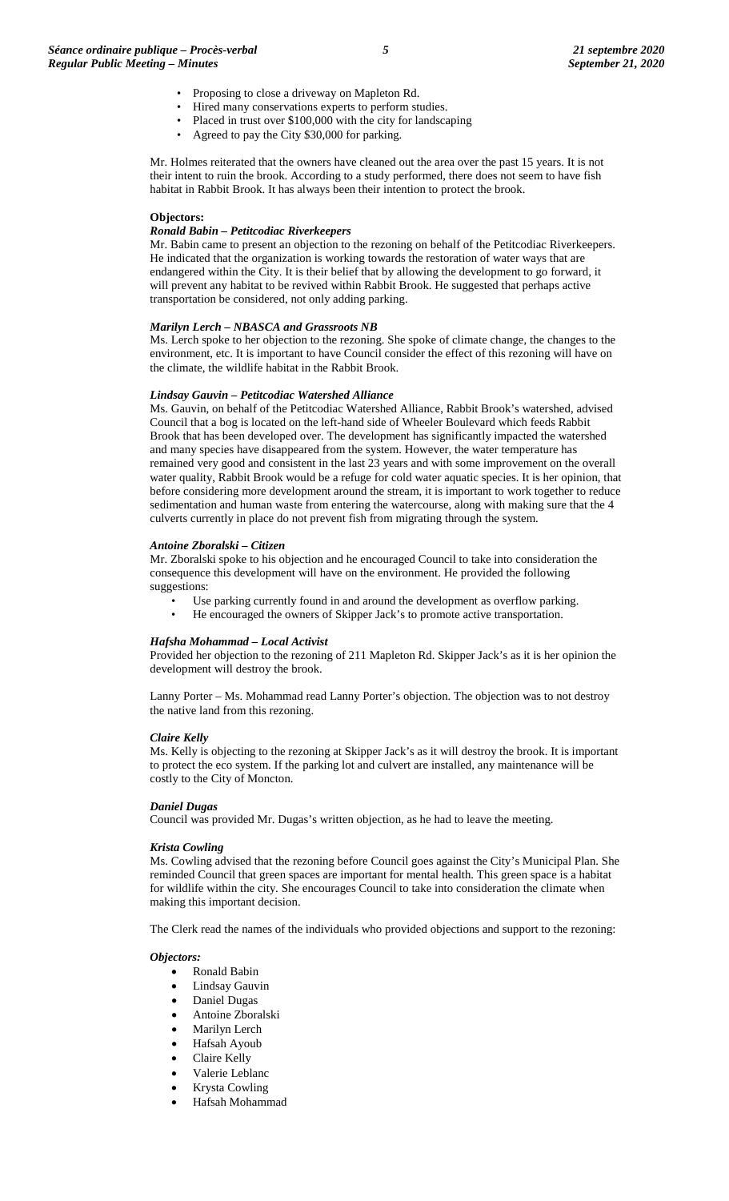- Proposing to close a driveway on Mapleton Rd.
- Hired many conservations experts to perform studies.
- Placed in trust over $100,000 with the city for landscaping
- Agreed to pay the City $30,000 for parking.

Mr. Holmes reiterated that the owners have cleaned out the area over the past 15 years. It is not their intent to ruin the brook. According to a study performed, there does not seem to have fish habitat in Rabbit Brook. It has always been their intention to protect the brook.

**Objectors:**

***Ronald Babin – Petitcodiac Riverkeepers***

Mr. Babin came to present an objection to the rezoning on behalf of the Petitcodiac Riverkeepers. He indicated that the organization is working towards the restoration of water ways that are endangered within the City. It is their belief that by allowing the development to go forward, it will prevent any habitat to be revived within Rabbit Brook. He suggested that perhaps active transportation be considered, not only adding parking.

***Marilyn Lerch – NBASCA and Grassroots NB***

Ms. Lerch spoke to her objection to the rezoning. She spoke of climate change, the changes to the environment, etc. It is important to have Council consider the effect of this rezoning will have on the climate, the wildlife habitat in the Rabbit Brook.

***Lindsay Gauvin – Petitcodiac Watershed Alliance***

Ms. Gauvin, on behalf of the Petitcodiac Watershed Alliance, Rabbit Brook's watershed, advised Council that a bog is located on the left-hand side of Wheeler Boulevard which feeds Rabbit Brook that has been developed over. The development has significantly impacted the watershed and many species have disappeared from the system. However, the water temperature has remained very good and consistent in the last 23 years and with some improvement on the overall water quality, Rabbit Brook would be a refuge for cold water aquatic species. It is her opinion, that before considering more development around the stream, it is important to work together to reduce sedimentation and human waste from entering the watercourse, along with making sure that the 4 culverts currently in place do not prevent fish from migrating through the system.

***Antoine Zboralski – Citizen***

Mr. Zboralski spoke to his objection and he encouraged Council to take into consideration the consequence this development will have on the environment. He provided the following suggestions:

- Use parking currently found in and around the development as overflow parking.
- He encouraged the owners of Skipper Jack's to promote active transportation.

***Hafsha Mohammad – Local Activist***

Provided her objection to the rezoning of 211 Mapleton Rd. Skipper Jack's as it is her opinion the development will destroy the brook.

Lanny Porter – Ms. Mohammad read Lanny Porter's objection. The objection was to not destroy the native land from this rezoning.

***Claire Kelly***

Ms. Kelly is objecting to the rezoning at Skipper Jack's as it will destroy the brook. It is important to protect the eco system. If the parking lot and culvert are installed, any maintenance will be costly to the City of Moncton.

***Daniel Dugas***

Council was provided Mr. Dugas's written objection, as he had to leave the meeting.

***Krista Cowling***

Ms. Cowling advised that the rezoning before Council goes against the City's Municipal Plan. She reminded Council that green spaces are important for mental health. This green space is a habitat for wildlife within the city. She encourages Council to take into consideration the climate when making this important decision.

The Clerk read the names of the individuals who provided objections and support to the rezoning:

***Objectors:***

- Ronald Babin
- Lindsay Gauvin
- Daniel Dugas
- Antoine Zboralski
- Marilyn Lerch
- Hafsah Ayoub
- Claire Kelly
- Valerie Leblanc
- Krysta Cowling
- Hafsah Mohammad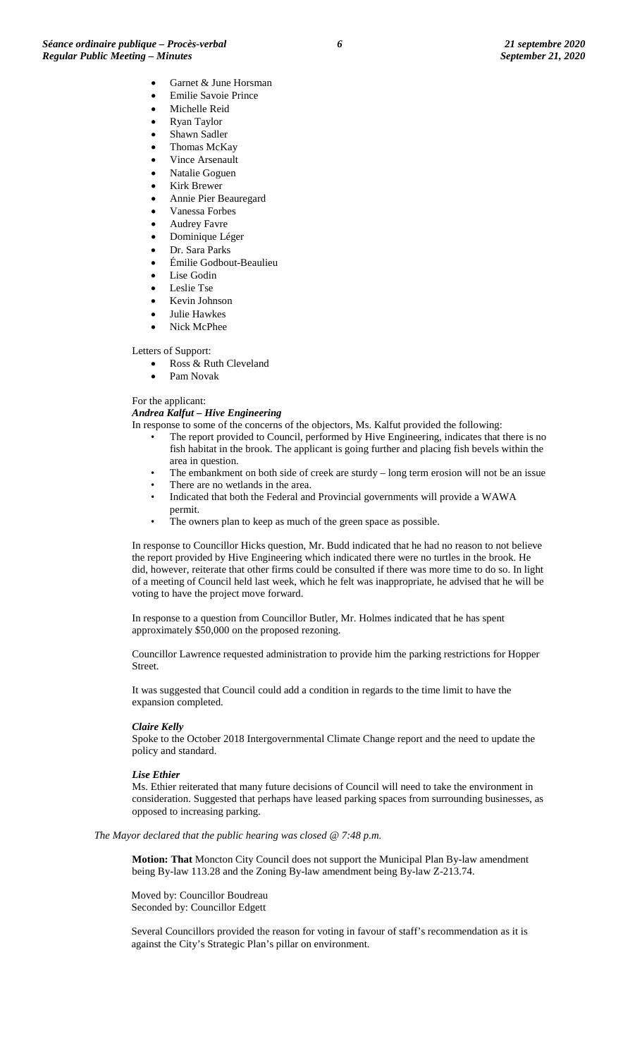- Garnet & June Horsman
- Emilie Savoie Prince
- Michelle Reid
- Ryan Taylor
- Shawn Sadler
- Thomas McKay
- Vince Arsenault
- Natalie Goguen
- Kirk Brewer
- Annie Pier Beauregard
- Vanessa Forbes
- Audrey Favre
- Dominique Léger
- Dr. Sara Parks
- Émilie Godbout-Beaulieu
- Lise Godin
- Leslie Tse
- Kevin Johnson
- Julie Hawkes
- Nick McPhee

Letters of Support:

- Ross & Ruth Cleveland
- Pam Novak

For the applicant:

***Andrea Kalfut – Hive Engineering***

In response to some of the concerns of the objectors, Ms. Kalfut provided the following:

- The report provided to Council, performed by Hive Engineering, indicates that there is no fish habitat in the brook. The applicant is going further and placing fish bevels within the area in question.
- The embankment on both side of creek are sturdy – long term erosion will not be an issue
- There are no wetlands in the area.
- Indicated that both the Federal and Provincial governments will provide a WAWA permit.
- The owners plan to keep as much of the green space as possible.

In response to Councillor Hicks question, Mr. Budd indicated that he had no reason to not believe the report provided by Hive Engineering which indicated there were no turtles in the brook. He did, however, reiterate that other firms could be consulted if there was more time to do so. In light of a meeting of Council held last week, which he felt was inappropriate, he advised that he will be voting to have the project move forward.

In response to a question from Councillor Butler, Mr. Holmes indicated that he has spent approximately $50,000 on the proposed rezoning.

Councillor Lawrence requested administration to provide him the parking restrictions for Hopper Street.

It was suggested that Council could add a condition in regards to the time limit to have the expansion completed.

***Claire Kelly***

Spoke to the October 2018 Intergovernmental Climate Change report and the need to update the policy and standard.

***Lise Ethier***

Ms. Ethier reiterated that many future decisions of Council will need to take the environment in consideration. Suggested that perhaps have leased parking spaces from surrounding businesses, as opposed to increasing parking.

*The Mayor declared that the public hearing was closed @ 7:48 p.m.*

**Motion: That** Moncton City Council does not support the Municipal Plan By-law amendment being By-law 113.28 and the Zoning By-law amendment being By-law Z-213.74.

Moved by: Councillor Boudreau
Seconded by: Councillor Edgett

Several Councillors provided the reason for voting in favour of staff's recommendation as it is against the City's Strategic Plan's pillar on environment.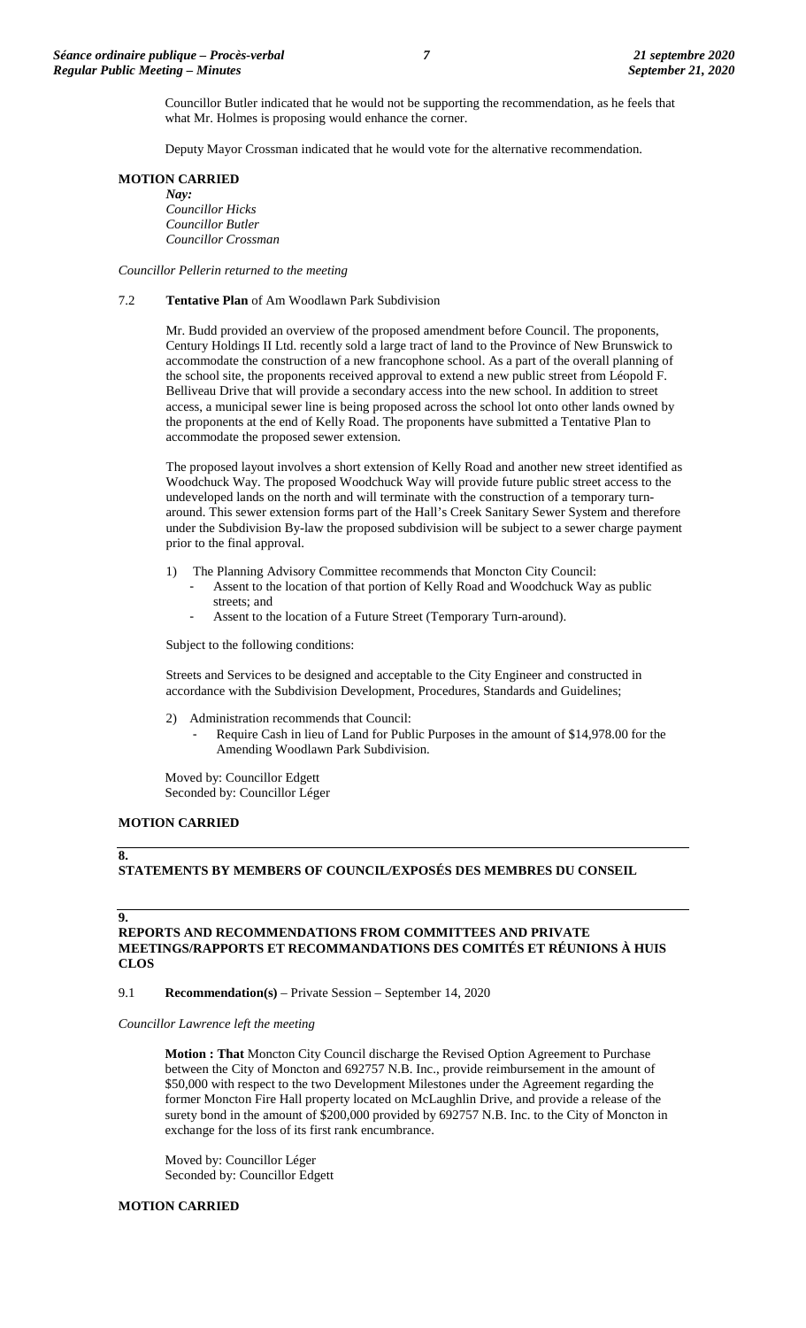Councillor Butler indicated that he would not be supporting the recommendation, as he feels that what Mr. Holmes is proposing would enhance the corner.

Deputy Mayor Crossman indicated that he would vote for the alternative recommendation.

**MOTION CARRIED**

*Nay:*
*Councillor Hicks*
*Councillor Butler*
*Councillor Crossman*

*Councillor Pellerin returned to the meeting*

7.2 **Tentative Plan** of Am Woodlawn Park Subdivision

Mr. Budd provided an overview of the proposed amendment before Council. The proponents, Century Holdings II Ltd. recently sold a large tract of land to the Province of New Brunswick to accommodate the construction of a new francophone school. As a part of the overall planning of the school site, the proponents received approval to extend a new public street from Léopold F. Belliveau Drive that will provide a secondary access into the new school. In addition to street access, a municipal sewer line is being proposed across the school lot onto other lands owned by the proponents at the end of Kelly Road. The proponents have submitted a Tentative Plan to accommodate the proposed sewer extension.

The proposed layout involves a short extension of Kelly Road and another new street identified as Woodchuck Way. The proposed Woodchuck Way will provide future public street access to the undeveloped lands on the north and will terminate with the construction of a temporary turn-around. This sewer extension forms part of the Hall's Creek Sanitary Sewer System and therefore under the Subdivision By-law the proposed subdivision will be subject to a sewer charge payment prior to the final approval.

1) The Planning Advisory Committee recommends that Moncton City Council:
   - Assent to the location of that portion of Kelly Road and Woodchuck Way as public streets; and
   - Assent to the location of a Future Street (Temporary Turn-around).

Subject to the following conditions:

Streets and Services to be designed and acceptable to the City Engineer and constructed in accordance with the Subdivision Development, Procedures, Standards and Guidelines;

2) Administration recommends that Council:
   - Require Cash in lieu of Land for Public Purposes in the amount of $14,978.00 for the Amending Woodlawn Park Subdivision.

Moved by: Councillor Edgett
Seconded by: Councillor Léger

**MOTION CARRIED**

## 8. STATEMENTS BY MEMBERS OF COUNCIL/EXPOSÉS DES MEMBRES DU CONSEIL

## 9. REPORTS AND RECOMMENDATIONS FROM COMMITTEES AND PRIVATE MEETINGS/RAPPORTS ET RECOMMANDATIONS DES COMITÉS ET RÉUNIONS À HUIS CLOS

9.1 **Recommendation(s)** – Private Session – September 14, 2020

*Councillor Lawrence left the meeting*

**Motion : That** Moncton City Council discharge the Revised Option Agreement to Purchase between the City of Moncton and 692757 N.B. Inc., provide reimbursement in the amount of $50,000 with respect to the two Development Milestones under the Agreement regarding the former Moncton Fire Hall property located on McLaughlin Drive, and provide a release of the surety bond in the amount of $200,000 provided by 692757 N.B. Inc. to the City of Moncton in exchange for the loss of its first rank encumbrance.

Moved by: Councillor Léger
Seconded by: Councillor Edgett

**MOTION CARRIED**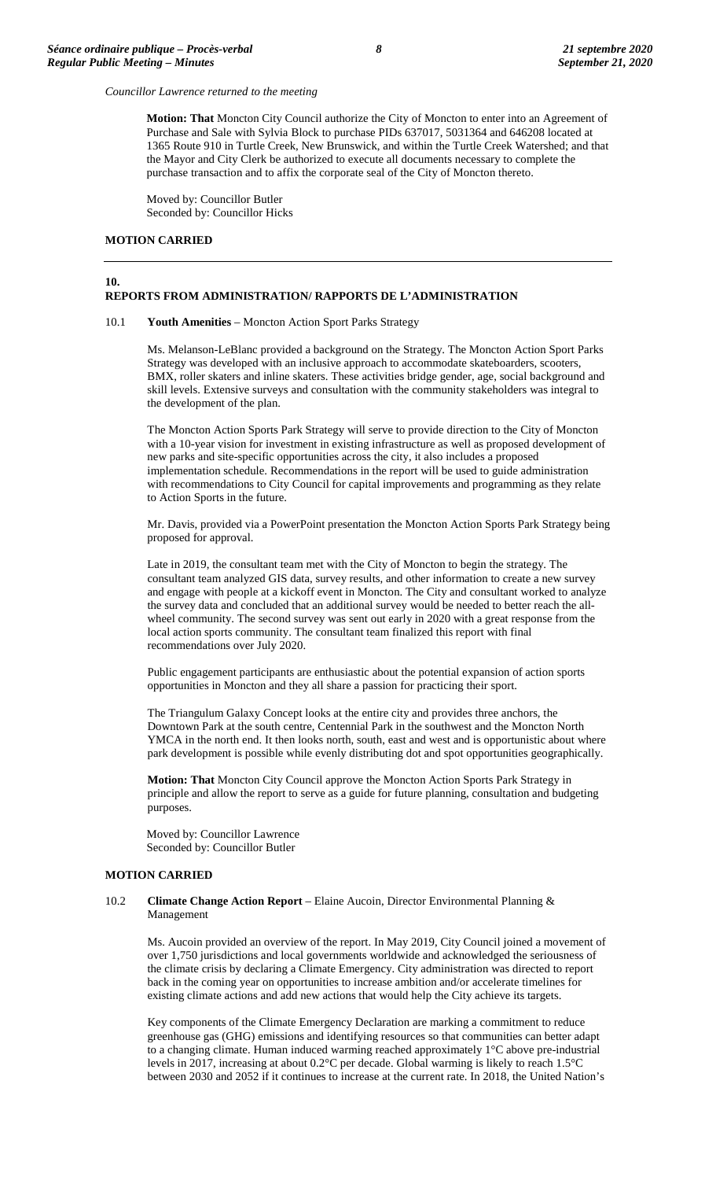*Councillor Lawrence returned to the meeting*

**Motion: That** Moncton City Council authorize the City of Moncton to enter into an Agreement of Purchase and Sale with Sylvia Block to purchase PIDs 637017, 5031364 and 646208 located at 1365 Route 910 in Turtle Creek, New Brunswick, and within the Turtle Creek Watershed; and that the Mayor and City Clerk be authorized to execute all documents necessary to complete the purchase transaction and to affix the corporate seal of the City of Moncton thereto.

Moved by: Councillor Butler
Seconded by: Councillor Hicks

**MOTION CARRIED**

---

## 10. REPORTS FROM ADMINISTRATION/ RAPPORTS DE L'ADMINISTRATION

10.1 **Youth Amenities** – Moncton Action Sport Parks Strategy

Ms. Melanson-LeBlanc provided a background on the Strategy. The Moncton Action Sport Parks Strategy was developed with an inclusive approach to accommodate skateboarders, scooters, BMX, roller skaters and inline skaters. These activities bridge gender, age, social background and skill levels. Extensive surveys and consultation with the community stakeholders was integral to the development of the plan.

The Moncton Action Sports Park Strategy will serve to provide direction to the City of Moncton with a 10-year vision for investment in existing infrastructure as well as proposed development of new parks and site-specific opportunities across the city, it also includes a proposed implementation schedule. Recommendations in the report will be used to guide administration with recommendations to City Council for capital improvements and programming as they relate to Action Sports in the future.

Mr. Davis, provided via a PowerPoint presentation the Moncton Action Sports Park Strategy being proposed for approval.

Late in 2019, the consultant team met with the City of Moncton to begin the strategy. The consultant team analyzed GIS data, survey results, and other information to create a new survey and engage with people at a kickoff event in Moncton. The City and consultant worked to analyze the survey data and concluded that an additional survey would be needed to better reach the all-wheel community. The second survey was sent out early in 2020 with a great response from the local action sports community. The consultant team finalized this report with final recommendations over July 2020.

Public engagement participants are enthusiastic about the potential expansion of action sports opportunities in Moncton and they all share a passion for practicing their sport.

The Triangulum Galaxy Concept looks at the entire city and provides three anchors, the Downtown Park at the south centre, Centennial Park in the southwest and the Moncton North YMCA in the north end. It then looks north, south, east and west and is opportunistic about where park development is possible while evenly distributing dot and spot opportunities geographically.

**Motion: That** Moncton City Council approve the Moncton Action Sports Park Strategy in principle and allow the report to serve as a guide for future planning, consultation and budgeting purposes.

Moved by: Councillor Lawrence
Seconded by: Councillor Butler

**MOTION CARRIED**

10.2 **Climate Change Action Report** – Elaine Aucoin, Director Environmental Planning & Management

Ms. Aucoin provided an overview of the report. In May 2019, City Council joined a movement of over 1,750 jurisdictions and local governments worldwide and acknowledged the seriousness of the climate crisis by declaring a Climate Emergency. City administration was directed to report back in the coming year on opportunities to increase ambition and/or accelerate timelines for existing climate actions and add new actions that would help the City achieve its targets.

Key components of the Climate Emergency Declaration are marking a commitment to reduce greenhouse gas (GHG) emissions and identifying resources so that communities can better adapt to a changing climate. Human induced warming reached approximately 1°C above pre-industrial levels in 2017, increasing at about 0.2°C per decade. Global warming is likely to reach 1.5°C between 2030 and 2052 if it continues to increase at the current rate. In 2018, the United Nation's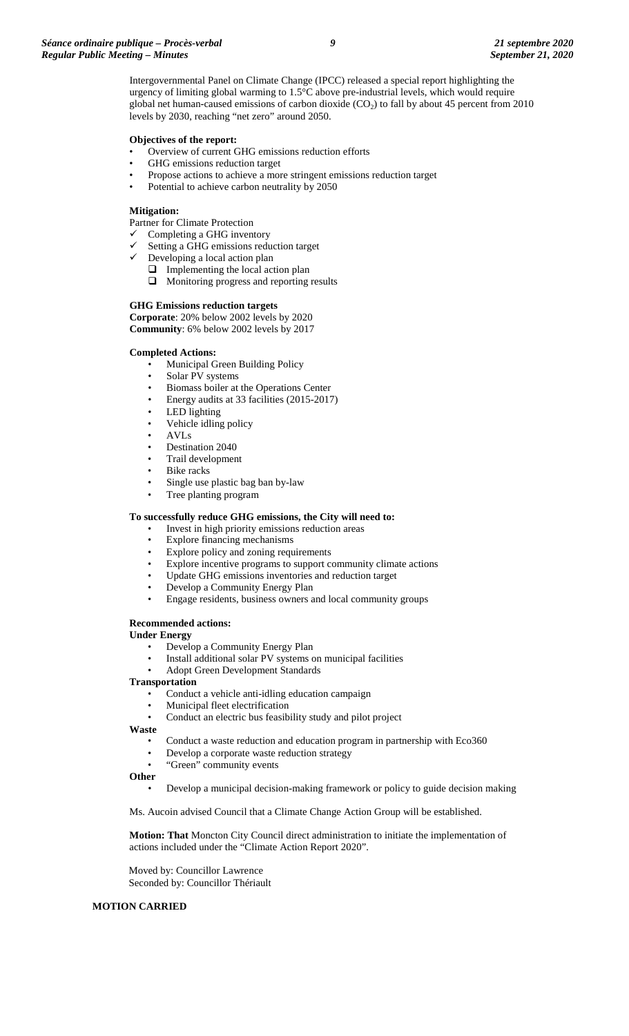Intergovernmental Panel on Climate Change (IPCC) released a special report highlighting the urgency of limiting global warming to 1.5°C above pre-industrial levels, which would require global net human-caused emissions of carbon dioxide ($CO_2$) to fall by about 45 percent from 2010 levels by 2030, reaching "net zero" around 2050.

**Objectives of the report:**

- Overview of current GHG emissions reduction efforts
- GHG emissions reduction target
- Propose actions to achieve a more stringent emissions reduction target
- Potential to achieve carbon neutrality by 2050

**Mitigation:**

Partner for Climate Protection

- ✓ Completing a GHG inventory
- ✓ Setting a GHG emissions reduction target
- ✓ Developing a local action plan
  - ❑ Implementing the local action plan
  - ❑ Monitoring progress and reporting results

**GHG Emissions reduction targets**

**Corporate**: 20% below 2002 levels by 2020
**Community**: 6% below 2002 levels by 2017

**Completed Actions:**

- Municipal Green Building Policy
- Solar PV systems
- Biomass boiler at the Operations Center
- Energy audits at 33 facilities (2015-2017)
- LED lighting
- Vehicle idling policy
- AVLs
- Destination 2040
- Trail development
- Bike racks
- Single use plastic bag ban by-law
- Tree planting program

**To successfully reduce GHG emissions, the City will need to:**

- Invest in high priority emissions reduction areas
- Explore financing mechanisms
- Explore policy and zoning requirements
- Explore incentive programs to support community climate actions
- Update GHG emissions inventories and reduction target
- Develop a Community Energy Plan
- Engage residents, business owners and local community groups

**Recommended actions:**

**Under Energy**

- Develop a Community Energy Plan
- Install additional solar PV systems on municipal facilities
- Adopt Green Development Standards

**Transportation**

- Conduct a vehicle anti-idling education campaign
- Municipal fleet electrification
- Conduct an electric bus feasibility study and pilot project

**Waste**

- Conduct a waste reduction and education program in partnership with Eco360
- Develop a corporate waste reduction strategy
- "Green" community events

**Other**

- Develop a municipal decision-making framework or policy to guide decision making

Ms. Aucoin advised Council that a Climate Change Action Group will be established.

**Motion: That** Moncton City Council direct administration to initiate the implementation of actions included under the "Climate Action Report 2020".

Moved by: Councillor Lawrence
Seconded by: Councillor Thériault

**MOTION CARRIED**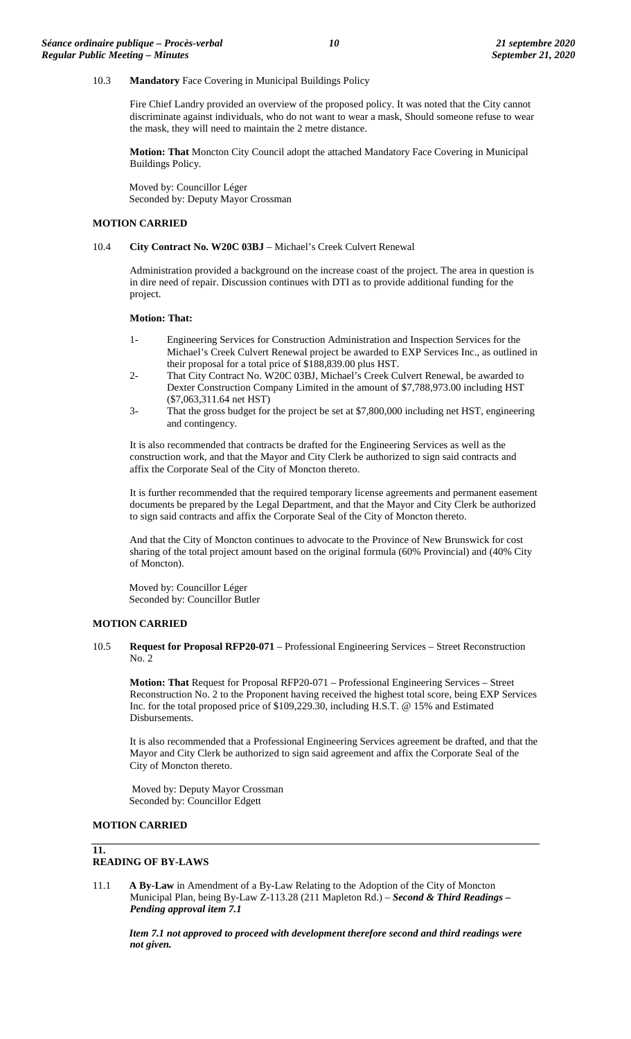10.3 **Mandatory** Face Covering in Municipal Buildings Policy

Fire Chief Landry provided an overview of the proposed policy. It was noted that the City cannot discriminate against individuals, who do not want to wear a mask, Should someone refuse to wear the mask, they will need to maintain the 2 metre distance.

**Motion: That** Moncton City Council adopt the attached Mandatory Face Covering in Municipal Buildings Policy.

Moved by: Councillor Léger
Seconded by: Deputy Mayor Crossman

**MOTION CARRIED**

10.4 **City Contract No. W20C 03BJ** – Michael's Creek Culvert Renewal

Administration provided a background on the increase coast of the project. The area in question is in dire need of repair. Discussion continues with DTI as to provide additional funding for the project.

**Motion: That:**

1- Engineering Services for Construction Administration and Inspection Services for the Michael's Creek Culvert Renewal project be awarded to EXP Services Inc., as outlined in their proposal for a total price of $188,839.00 plus HST.
2- That City Contract No. W20C 03BJ, Michael's Creek Culvert Renewal, be awarded to Dexter Construction Company Limited in the amount of $7,788,973.00 including HST ($7,063,311.64 net HST)
3- That the gross budget for the project be set at $7,800,000 including net HST, engineering and contingency.

It is also recommended that contracts be drafted for the Engineering Services as well as the construction work, and that the Mayor and City Clerk be authorized to sign said contracts and affix the Corporate Seal of the City of Moncton thereto.

It is further recommended that the required temporary license agreements and permanent easement documents be prepared by the Legal Department, and that the Mayor and City Clerk be authorized to sign said contracts and affix the Corporate Seal of the City of Moncton thereto.

And that the City of Moncton continues to advocate to the Province of New Brunswick for cost sharing of the total project amount based on the original formula (60% Provincial) and (40% City of Moncton).

Moved by: Councillor Léger
Seconded by: Councillor Butler

**MOTION CARRIED**

10.5 **Request for Proposal RFP20-071** – Professional Engineering Services – Street Reconstruction No. 2

**Motion: That** Request for Proposal RFP20-071 – Professional Engineering Services – Street Reconstruction No. 2 to the Proponent having received the highest total score, being EXP Services Inc. for the total proposed price of $109,229.30, including H.S.T. @ 15% and Estimated Disbursements.

It is also recommended that a Professional Engineering Services agreement be drafted, and that the Mayor and City Clerk be authorized to sign said agreement and affix the Corporate Seal of the City of Moncton thereto.

Moved by: Deputy Mayor Crossman
Seconded by: Councillor Edgett

**MOTION CARRIED**

## 11. READING OF BY-LAWS

11.1 **A By-Law** in Amendment of a By-Law Relating to the Adoption of the City of Moncton Municipal Plan, being By-Law Z-113.28 (211 Mapleton Rd.) – ***Second & Third Readings – Pending approval item 7.1***

***Item 7.1 not approved to proceed with development therefore second and third readings were not given.***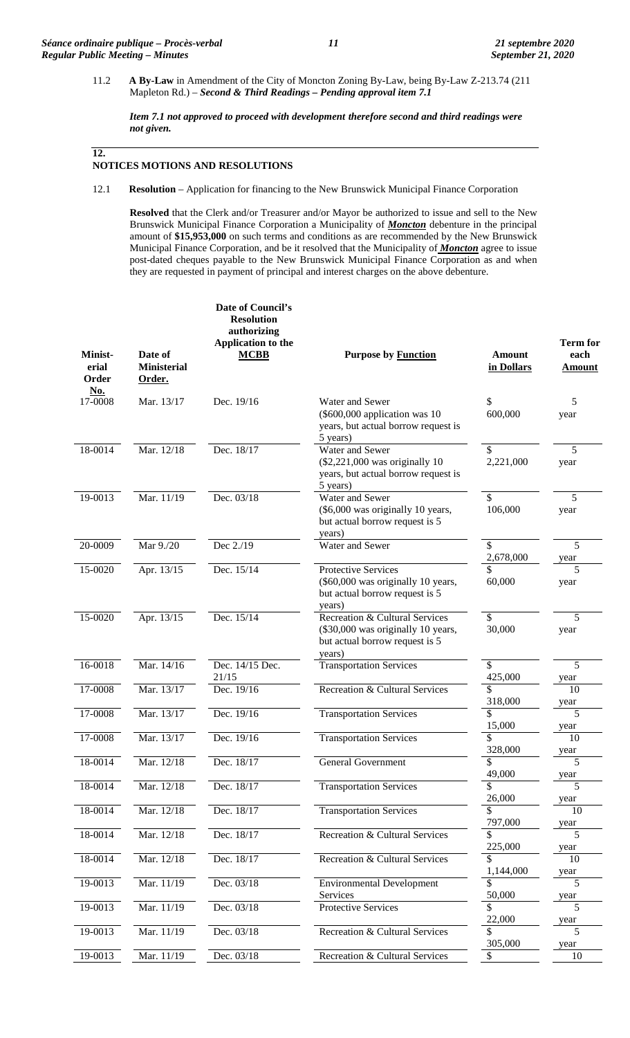11.2 **A By-Law** in Amendment of the City of Moncton Zoning By-Law, being By-Law Z-213.74 (211 Mapleton Rd.) – ***Second & Third Readings – Pending approval item 7.1***

***Item 7.1 not approved to proceed with development therefore second and third readings were not given.***

## 12. NOTICES MOTIONS AND RESOLUTIONS

12.1 **Resolution** – Application for financing to the New Brunswick Municipal Finance Corporation

**Resolved** that the Clerk and/or Treasurer and/or Mayor be authorized to issue and sell to the New Brunswick Municipal Finance Corporation a Municipality of ***Moncton*** debenture in the principal amount of **$15,953,000** on such terms and conditions as are recommended by the New Brunswick Municipal Finance Corporation, and be it resolved that the Municipality of ***Moncton*** agree to issue post-dated cheques payable to the New Brunswick Municipal Finance Corporation as and when they are requested in payment of principal and interest charges on the above debenture.

| Ministerial Order No. | Date of Ministerial Order. | Date of Council's Resolution authorizing Application to the MCBB | Purpose by Function | Amount in Dollars | Term for each Amount |
|---|---|---|---|---|---|
| 17-0008 | Mar. 13/17 | Dec. 19/16 | Water and Sewer ($600,000 application was 10 years, but actual borrow request is 5 years) | $ 600,000 | 5 year |
| 18-0014 | Mar. 12/18 | Dec. 18/17 | Water and Sewer ($2,221,000 was originally 10 years, but actual borrow request is 5 years) | $ 2,221,000 | 5 year |
| 19-0013 | Mar. 11/19 | Dec. 03/18 | Water and Sewer ($6,000 was originally 10 years, but actual borrow request is 5 years) | $ 106,000 | 5 year |
| 20-0009 | Mar 9./20 | Dec 2./19 | Water and Sewer | $ 2,678,000 | 5 year |
| 15-0020 | Apr. 13/15 | Dec. 15/14 | Protective Services ($60,000 was originally 10 years, but actual borrow request is 5 years) | $ 60,000 | 5 year |
| 15-0020 | Apr. 13/15 | Dec. 15/14 | Recreation & Cultural Services ($30,000 was originally 10 years, but actual borrow request is 5 years) | $ 30,000 | 5 year |
| 16-0018 | Mar. 14/16 | Dec. 14/15 Dec. 21/15 | Transportation Services | $ 425,000 | 5 year |
| 17-0008 | Mar. 13/17 | Dec. 19/16 | Recreation & Cultural Services | $ 318,000 | 10 year |
| 17-0008 | Mar. 13/17 | Dec. 19/16 | Transportation Services | $ 15,000 | 5 year |
| 17-0008 | Mar. 13/17 | Dec. 19/16 | Transportation Services | $ 328,000 | 10 year |
| 18-0014 | Mar. 12/18 | Dec. 18/17 | General Government | $ 49,000 | 5 year |
| 18-0014 | Mar. 12/18 | Dec. 18/17 | Transportation Services | $ 26,000 | 5 year |
| 18-0014 | Mar. 12/18 | Dec. 18/17 | Transportation Services | $ 797,000 | 10 year |
| 18-0014 | Mar. 12/18 | Dec. 18/17 | Recreation & Cultural Services | $ 225,000 | 5 year |
| 18-0014 | Mar. 12/18 | Dec. 18/17 | Recreation & Cultural Services | $ 1,144,000 | 10 year |
| 19-0013 | Mar. 11/19 | Dec. 03/18 | Environmental Development Services | $ 50,000 | 5 year |
| 19-0013 | Mar. 11/19 | Dec. 03/18 | Protective Services | $ 22,000 | 5 year |
| 19-0013 | Mar. 11/19 | Dec. 03/18 | Recreation & Cultural Services | $ 305,000 | 5 year |
| 19-0013 | Mar. 11/19 | Dec. 03/18 | Recreation & Cultural Services | $ | 10 |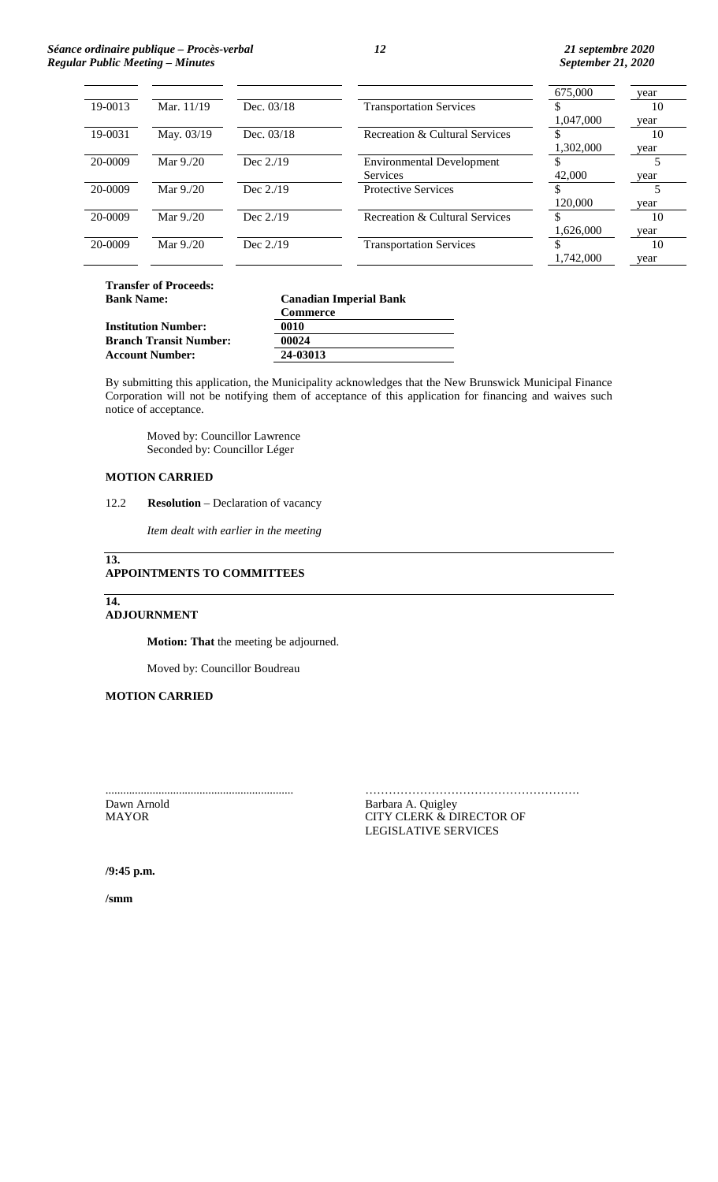| | | | | | |
|---|---|---|---|---|---|
| | | | | 675,000 | year |
| 19-0013 | Mar. 11/19 | Dec. 03/18 | Transportation Services | $ 1,047,000 | 10 year |
| 19-0031 | May. 03/19 | Dec. 03/18 | Recreation & Cultural Services | $ 1,302,000 | 10 year |
| 20-0009 | Mar 9./20 | Dec 2./19 | Environmental Development Services | $ 42,000 | 5 year |
| 20-0009 | Mar 9./20 | Dec 2./19 | Protective Services | $ 120,000 | 5 year |
| 20-0009 | Mar 9./20 | Dec 2./19 | Recreation & Cultural Services | $ 1,626,000 | 10 year |
| 20-0009 | Mar 9./20 | Dec 2./19 | Transportation Services | $ 1,742,000 | 10 year |

**Transfer of Proceeds:**

| | |
|---|---|
| **Bank Name:** | **Canadian Imperial Bank Commerce** |
| **Institution Number:** | **0010** |
| **Branch Transit Number:** | **00024** |
| **Account Number:** | **24-03013** |

By submitting this application, the Municipality acknowledges that the New Brunswick Municipal Finance Corporation will not be notifying them of acceptance of this application for financing and waives such notice of acceptance.

Moved by: Councillor Lawrence
Seconded by: Councillor Léger

**MOTION CARRIED**

12.2 **Resolution** – Declaration of vacancy

*Item dealt with earlier in the meeting*

## 13. APPOINTMENTS TO COMMITTEES

## 14. ADJOURNMENT

**Motion: That** the meeting be adjourned.

Moved by: Councillor Boudreau

**MOTION CARRIED**

................................................................
Dawn Arnold
MAYOR

……………………………………………….
Barbara A. Quigley
CITY CLERK & DIRECTOR OF LEGISLATIVE SERVICES

**/9:45 p.m.**

**/smm**